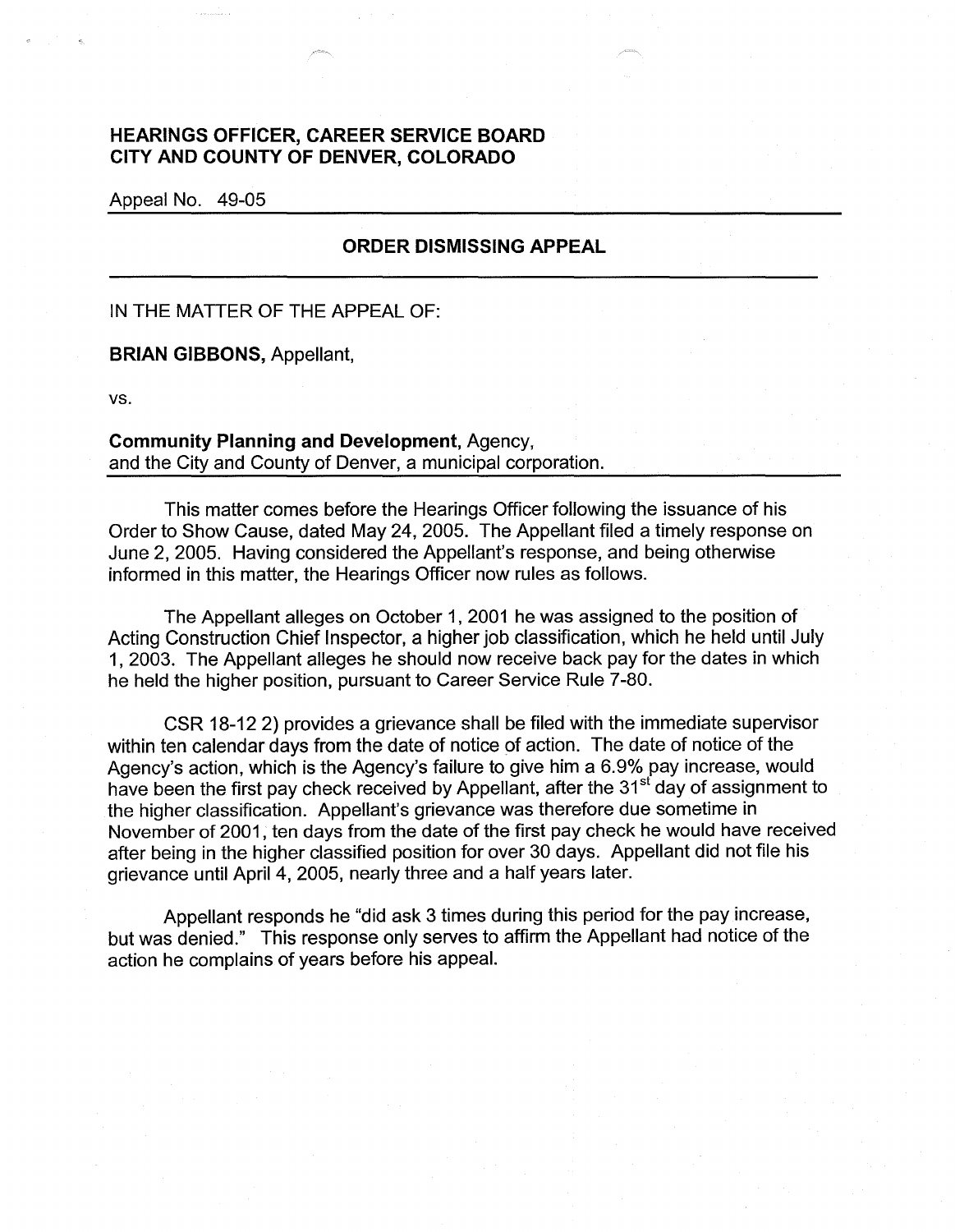# HEARINGS OFFICER, CAREER SERVICE BOARD
# CITY AND COUNTY OF DENVER, COLORADO

Appeal No. 49-05

## ORDER DISMISSING APPEAL

IN THE MATTER OF THE APPEAL OF:

**BRIAN GIBBONS,** Appellant,

vs.

**Community Planning and Development,** Agency,
and the City and County of Denver, a municipal corporation.

This matter comes before the Hearings Officer following the issuance of his Order to Show Cause, dated May 24, 2005. The Appellant filed a timely response on June 2, 2005. Having considered the Appellant's response, and being otherwise informed in this matter, the Hearings Officer now rules as follows.

The Appellant alleges on October 1, 2001 he was assigned to the position of Acting Construction Chief Inspector, a higher job classification, which he held until July 1, 2003. The Appellant alleges he should now receive back pay for the dates in which he held the higher position, pursuant to Career Service Rule 7-80.

CSR 18-12 2) provides a grievance shall be filed with the immediate supervisor within ten calendar days from the date of notice of action. The date of notice of the Agency's action, which is the Agency's failure to give him a 6.9% pay increase, would have been the first pay check received by Appellant, after the 31st day of assignment to the higher classification. Appellant's grievance was therefore due sometime in November of 2001, ten days from the date of the first pay check he would have received after being in the higher classified position for over 30 days. Appellant did not file his grievance until April 4, 2005, nearly three and a half years later.

Appellant responds he "did ask 3 times during this period for the pay increase, but was denied." This response only serves to affirm the Appellant had notice of the action he complains of years before his appeal.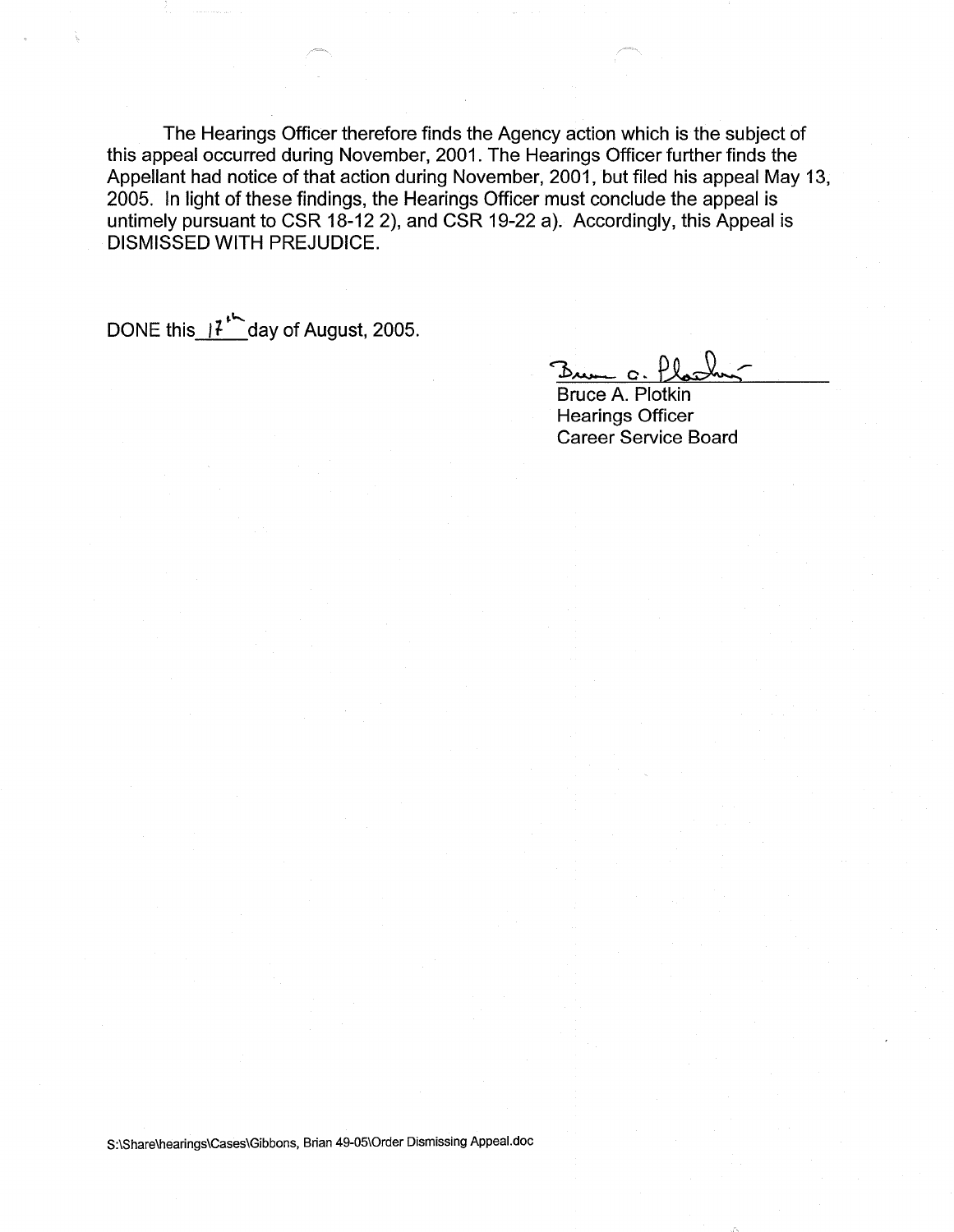The Hearings Officer therefore finds the Agency action which is the subject of this appeal occurred during November, 2001. The Hearings Officer further finds the Appellant had notice of that action during November, 2001, but filed his appeal May 13, 2005. In light of these findings, the Hearings Officer must conclude the appeal is untimely pursuant to CSR 18-12 2), and CSR 19-22 a). Accordingly, this Appeal is DISMISSED WITH PREJUDICE.

DONE this 17th day of August, 2005.

Bruce A. Plotkin
Hearings Officer
Career Service Board

S:\Share\hearings\Cases\Gibbons, Brian 49-05\Order Dismissing Appeal.doc